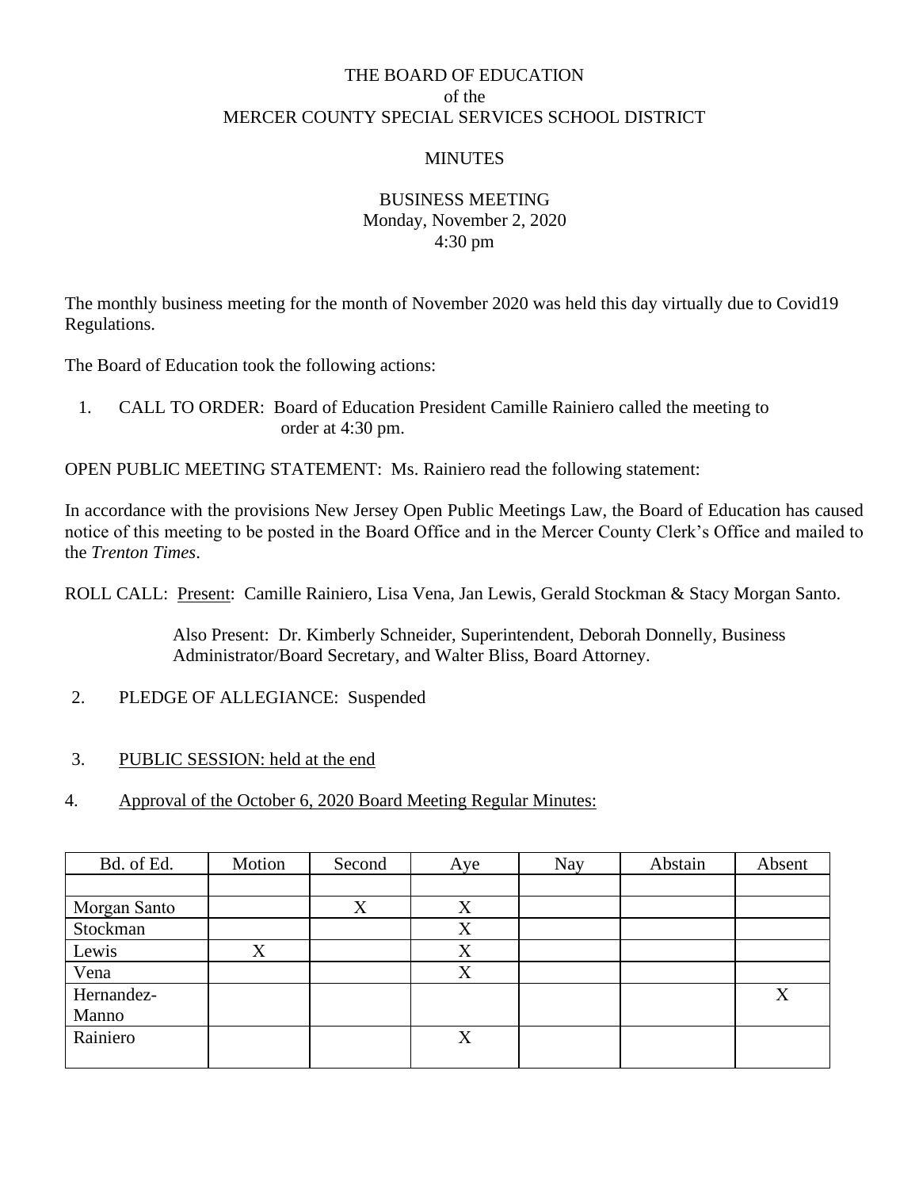THE BOARD OF EDUCATION
of the
MERCER COUNTY SPECIAL SERVICES SCHOOL DISTRICT

MINUTES

BUSINESS MEETING
Monday, November 2, 2020
4:30 pm

The monthly business meeting for the month of November 2020 was held this day virtually due to Covid19 Regulations.

The Board of Education took the following actions:

1. CALL TO ORDER: Board of Education President Camille Rainiero called the meeting to order at 4:30 pm.

OPEN PUBLIC MEETING STATEMENT: Ms. Rainiero read the following statement:

In accordance with the provisions New Jersey Open Public Meetings Law, the Board of Education has caused notice of this meeting to be posted in the Board Office and in the Mercer County Clerk's Office and mailed to the *Trenton Times*.

ROLL CALL: Present: Camille Rainiero, Lisa Vena, Jan Lewis, Gerald Stockman & Stacy Morgan Santo.

Also Present: Dr. Kimberly Schneider, Superintendent, Deborah Donnelly, Business Administrator/Board Secretary, and Walter Bliss, Board Attorney.

2. PLEDGE OF ALLEGIANCE: Suspended

3. PUBLIC SESSION: held at the end

4. Approval of the October 6, 2020 Board Meeting Regular Minutes:

| Bd. of Ed. | Motion | Second | Aye | Nay | Abstain | Absent |
|---|---|---|---|---|---|---|
| | | | | | | |
| Morgan Santo | | X | X | | | |
| Stockman | | | X | | | |
| Lewis | X | | X | | | |
| Vena | | | X | | | |
| Hernandez-Manno | | | | | | X |
| Rainiero | | | X | | | |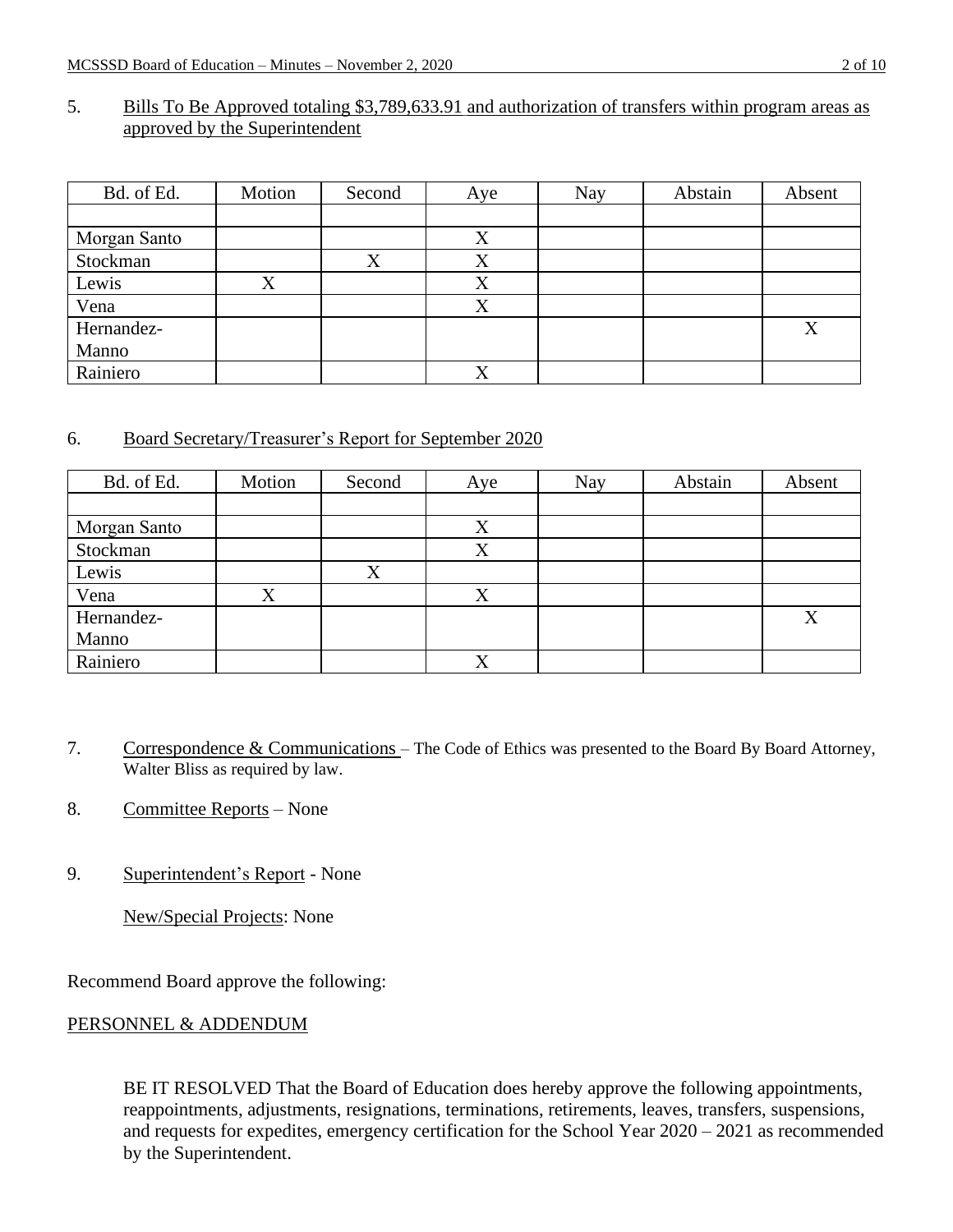5. Bills To Be Approved totaling $3,789,633.91 and authorization of transfers within program areas as approved by the Superintendent

| Bd. of Ed. | Motion | Second | Aye | Nay | Abstain | Absent |
|---|---|---|---|---|---|---|
| | | | | | | |
| Morgan Santo | | | X | | | |
| Stockman | | X | X | | | |
| Lewis | X | | X | | | |
| Vena | | | X | | | |
| Hernandez-Manno | | | | | | X |
| Rainiero | | | X | | | |

6. Board Secretary/Treasurer's Report for September 2020

| Bd. of Ed. | Motion | Second | Aye | Nay | Abstain | Absent |
|---|---|---|---|---|---|---|
| | | | | | | |
| Morgan Santo | | | X | | | |
| Stockman | | | X | | | |
| Lewis | | X | | | | |
| Vena | X | | X | | | |
| Hernandez-Manno | | | | | | X |
| Rainiero | | | X | | | |

7. Correspondence & Communications – The Code of Ethics was presented to the Board By Board Attorney, Walter Bliss as required by law.

8. Committee Reports – None

9. Superintendent's Report - None

   New/Special Projects: None

Recommend Board approve the following:

PERSONNEL & ADDENDUM

BE IT RESOLVED That the Board of Education does hereby approve the following appointments, reappointments, adjustments, resignations, terminations, retirements, leaves, transfers, suspensions, and requests for expedites, emergency certification for the School Year 2020 – 2021 as recommended by the Superintendent.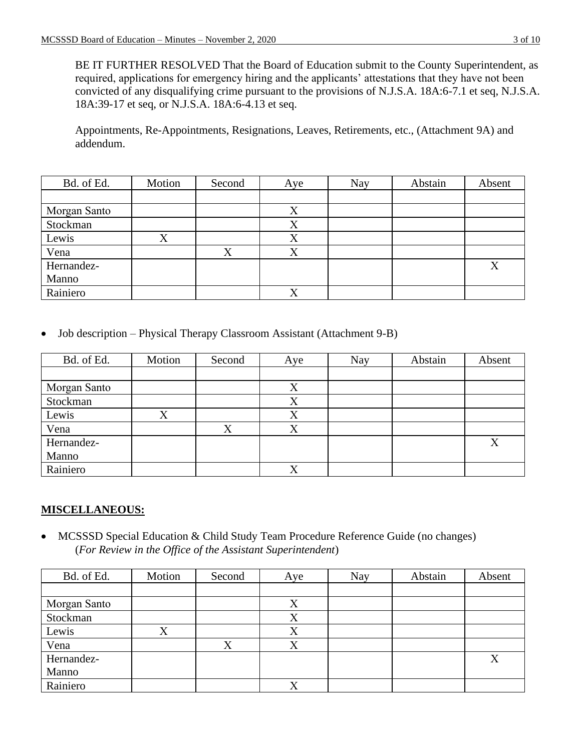BE IT FURTHER RESOLVED That the Board of Education submit to the County Superintendent, as required, applications for emergency hiring and the applicants' attestations that they have not been convicted of any disqualifying crime pursuant to the provisions of N.J.S.A. 18A:6-7.1 et seq, N.J.S.A. 18A:39-17 et seq, or N.J.S.A. 18A:6-4.13 et seq.

Appointments, Re-Appointments, Resignations, Leaves, Retirements, etc., (Attachment 9A) and addendum.

| Bd. of Ed. | Motion | Second | Aye | Nay | Abstain | Absent |
|---|---|---|---|---|---|---|
| | | | | | | |
| Morgan Santo | | | X | | | |
| Stockman | | | X | | | |
| Lewis | X | | X | | | |
| Vena | | X | X | | | |
| Hernandez-Manno | | | | | | X |
| Rainiero | | | X | | | |

- Job description – Physical Therapy Classroom Assistant (Attachment 9-B)

| Bd. of Ed. | Motion | Second | Aye | Nay | Abstain | Absent |
|---|---|---|---|---|---|---|
| | | | | | | |
| Morgan Santo | | | X | | | |
| Stockman | | | X | | | |
| Lewis | X | | X | | | |
| Vena | | X | X | | | |
| Hernandez-Manno | | | | | | X |
| Rainiero | | | X | | | |

**MISCELLANEOUS:**

- MCSSSD Special Education & Child Study Team Procedure Reference Guide (no changes) (*For Review in the Office of the Assistant Superintendent*)

| Bd. of Ed. | Motion | Second | Aye | Nay | Abstain | Absent |
|---|---|---|---|---|---|---|
| | | | | | | |
| Morgan Santo | | | X | | | |
| Stockman | | | X | | | |
| Lewis | X | | X | | | |
| Vena | | X | X | | | |
| Hernandez-Manno | | | | | | X |
| Rainiero | | | X | | | |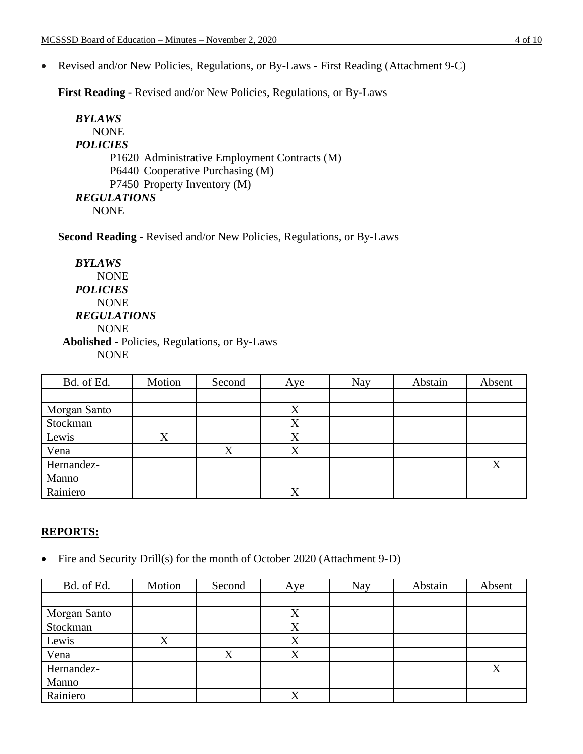- Revised and/or New Policies, Regulations, or By-Laws - First Reading (Attachment 9-C)

**First Reading** - Revised and/or New Policies, Regulations, or By-Laws

***BYLAWS***
NONE
***POLICIES***
P1620 Administrative Employment Contracts (M)
P6440 Cooperative Purchasing (M)
P7450 Property Inventory (M)
***REGULATIONS***
NONE

**Second Reading** - Revised and/or New Policies, Regulations, or By-Laws

***BYLAWS***
NONE
***POLICIES***
NONE
***REGULATIONS***
NONE
**Abolished** - Policies, Regulations, or By-Laws
NONE

| Bd. of Ed. | Motion | Second | Aye | Nay | Abstain | Absent |
|---|---|---|---|---|---|---|
| | | | | | | |
| Morgan Santo | | | X | | | |
| Stockman | | | X | | | |
| Lewis | X | | X | | | |
| Vena | | X | X | | | |
| Hernandez-Manno | | | | | | X |
| Rainiero | | | X | | | |

## REPORTS:

- Fire and Security Drill(s) for the month of October 2020 (Attachment 9-D)

| Bd. of Ed. | Motion | Second | Aye | Nay | Abstain | Absent |
|---|---|---|---|---|---|---|
| | | | | | | |
| Morgan Santo | | | X | | | |
| Stockman | | | X | | | |
| Lewis | X | | X | | | |
| Vena | | X | X | | | |
| Hernandez-Manno | | | | | | X |
| Rainiero | | | X | | | |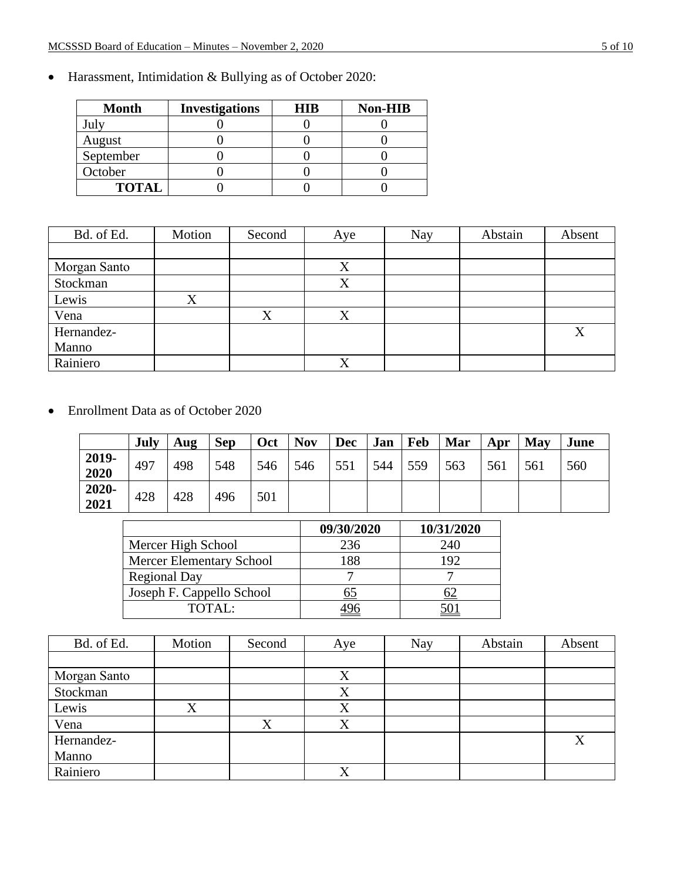- Harassment, Intimidation & Bullying as of October 2020:

| Month | Investigations | HIB | Non-HIB |
|---|---|---|---|
| July | 0 | 0 | 0 |
| August | 0 | 0 | 0 |
| September | 0 | 0 | 0 |
| October | 0 | 0 | 0 |
| **TOTAL** | 0 | 0 | 0 |

| Bd. of Ed. | Motion | Second | Aye | Nay | Abstain | Absent |
|---|---|---|---|---|---|---|
| | | | | | | |
| Morgan Santo | | | X | | | |
| Stockman | | | X | | | |
| Lewis | X | | | | | |
| Vena | | X | X | | | |
| Hernandez-Manno | | | | | | X |
| Rainiero | | | X | | | |

- Enrollment Data as of October 2020

| | July | Aug | Sep | Oct | Nov | Dec | Jan | Feb | Mar | Apr | May | June |
|---|---|---|---|---|---|---|---|---|---|---|---|---|
| **2019-2020** | 497 | 498 | 548 | 546 | 546 | 551 | 544 | 559 | 563 | 561 | 561 | 560 |
| **2020-2021** | 428 | 428 | 496 | 501 | | | | | | | | |

| | 09/30/2020 | 10/31/2020 |
|---|---|---|
| Mercer High School | 236 | 240 |
| Mercer Elementary School | 188 | 192 |
| Regional Day | 7 | 7 |
| Joseph F. Cappello School | 65 | 62 |
| TOTAL: | 496 | 501 |

| Bd. of Ed. | Motion | Second | Aye | Nay | Abstain | Absent |
|---|---|---|---|---|---|---|
| | | | | | | |
| Morgan Santo | | | X | | | |
| Stockman | | | X | | | |
| Lewis | X | | X | | | |
| Vena | | X | X | | | |
| Hernandez-Manno | | | | | | X |
| Rainiero | | | X | | | |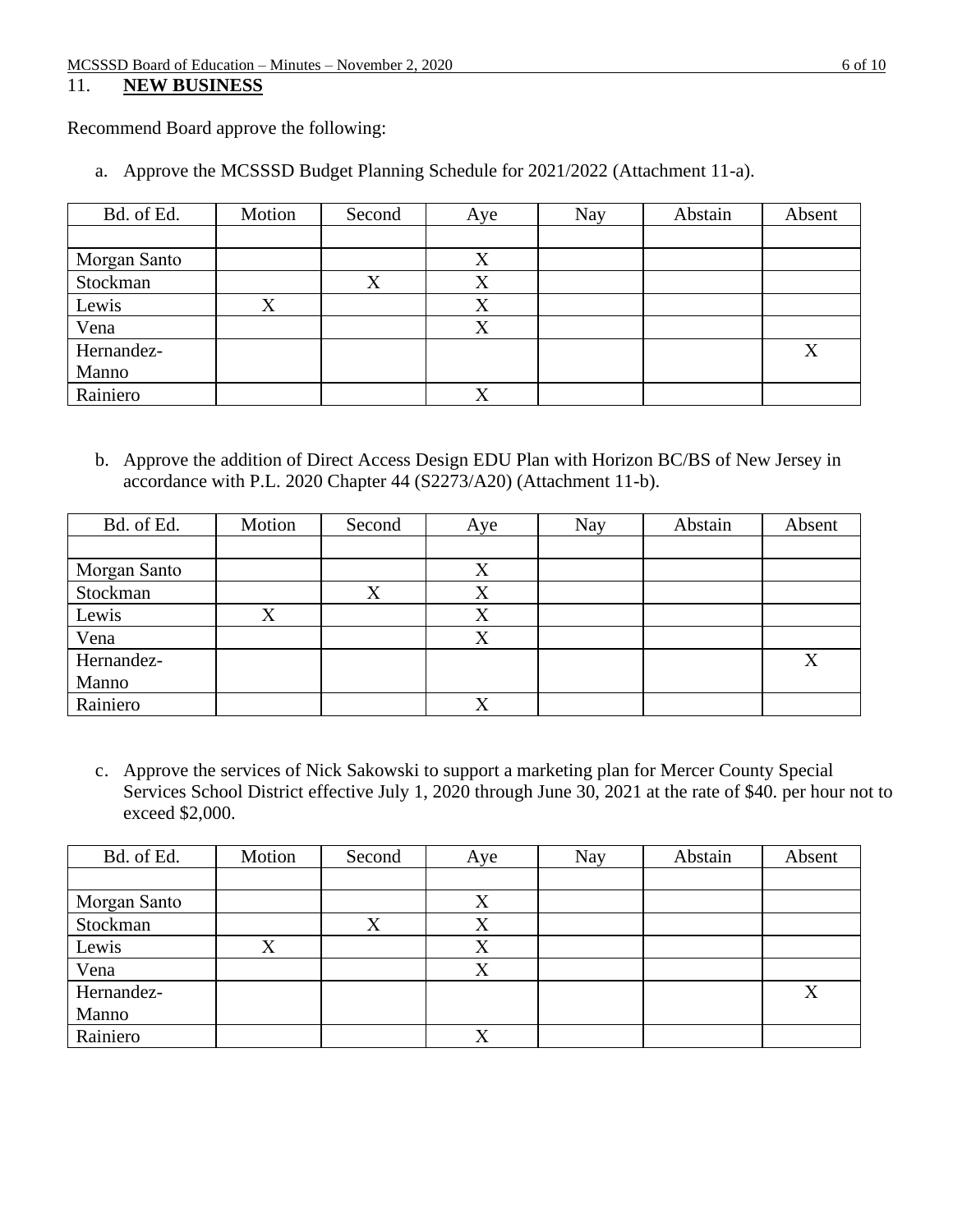## 11. **NEW BUSINESS**

Recommend Board approve the following:

a. Approve the MCSSSD Budget Planning Schedule for 2021/2022 (Attachment 11-a).

| Bd. of Ed. | Motion | Second | Aye | Nay | Abstain | Absent |
|---|---|---|---|---|---|---|
| | | | | | | |
| Morgan Santo | | | X | | | |
| Stockman | | X | X | | | |
| Lewis | X | | X | | | |
| Vena | | | X | | | |
| Hernandez-Manno | | | | | | X |
| Rainiero | | | X | | | |

b. Approve the addition of Direct Access Design EDU Plan with Horizon BC/BS of New Jersey in accordance with P.L. 2020 Chapter 44 (S2273/A20) (Attachment 11-b).

| Bd. of Ed. | Motion | Second | Aye | Nay | Abstain | Absent |
|---|---|---|---|---|---|---|
| | | | | | | |
| Morgan Santo | | | X | | | |
| Stockman | | X | X | | | |
| Lewis | X | | X | | | |
| Vena | | | X | | | |
| Hernandez-Manno | | | | | | X |
| Rainiero | | | X | | | |

c. Approve the services of Nick Sakowski to support a marketing plan for Mercer County Special Services School District effective July 1, 2020 through June 30, 2021 at the rate of $40. per hour not to exceed $2,000.

| Bd. of Ed. | Motion | Second | Aye | Nay | Abstain | Absent |
|---|---|---|---|---|---|---|
| | | | | | | |
| Morgan Santo | | | X | | | |
| Stockman | | X | X | | | |
| Lewis | X | | X | | | |
| Vena | | | X | | | |
| Hernandez-Manno | | | | | | X |
| Rainiero | | | X | | | |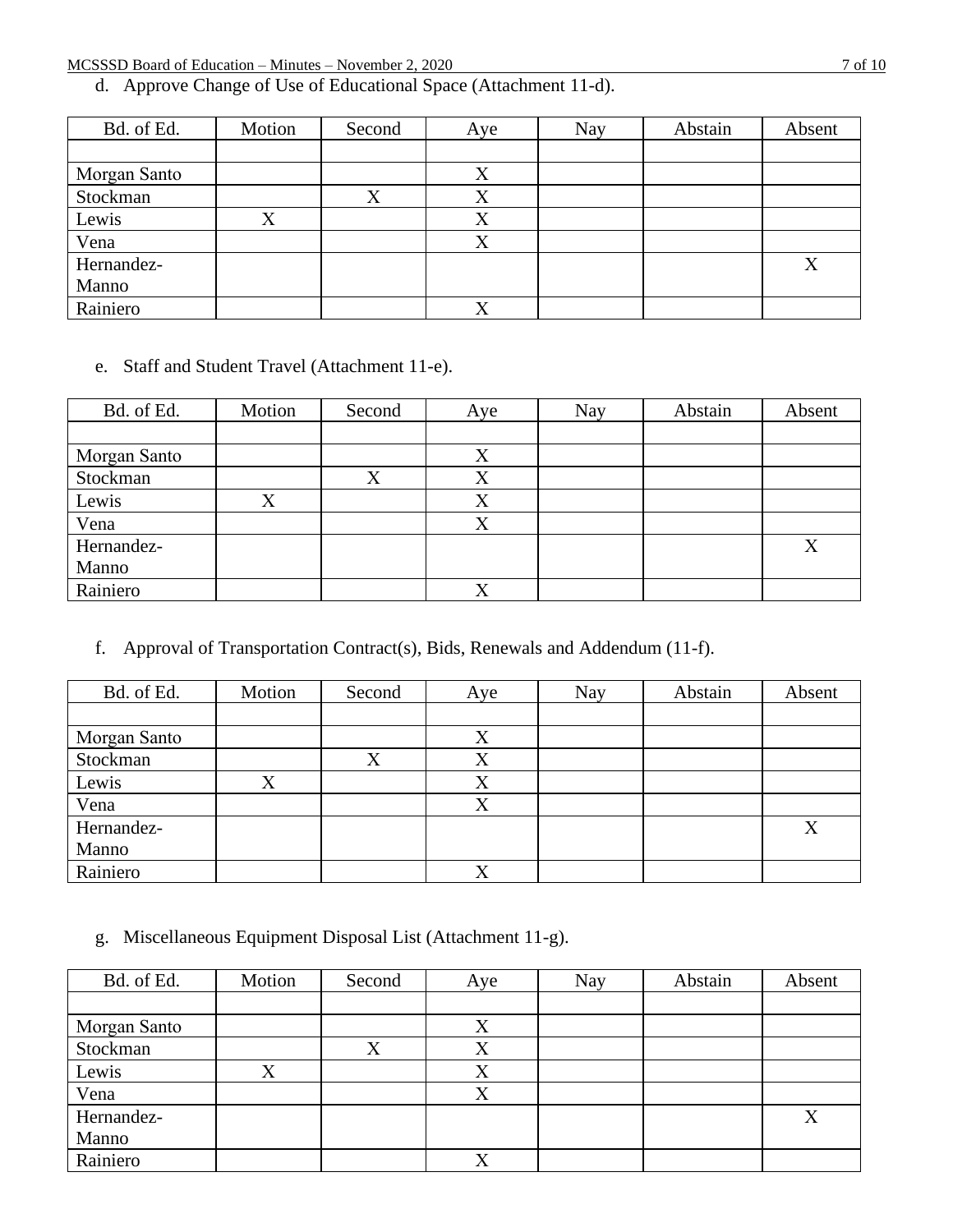d. Approve Change of Use of Educational Space (Attachment 11-d).

| Bd. of Ed. | Motion | Second | Aye | Nay | Abstain | Absent |
|---|---|---|---|---|---|---|
| | | | | | | |
| Morgan Santo | | | X | | | |
| Stockman | | X | X | | | |
| Lewis | X | | X | | | |
| Vena | | | X | | | |
| Hernandez-Manno | | | | | | X |
| Rainiero | | | X | | | |

e. Staff and Student Travel (Attachment 11-e).

| Bd. of Ed. | Motion | Second | Aye | Nay | Abstain | Absent |
|---|---|---|---|---|---|---|
| | | | | | | |
| Morgan Santo | | | X | | | |
| Stockman | | X | X | | | |
| Lewis | X | | X | | | |
| Vena | | | X | | | |
| Hernandez-Manno | | | | | | X |
| Rainiero | | | X | | | |

f. Approval of Transportation Contract(s), Bids, Renewals and Addendum (11-f).

| Bd. of Ed. | Motion | Second | Aye | Nay | Abstain | Absent |
|---|---|---|---|---|---|---|
| | | | | | | |
| Morgan Santo | | | X | | | |
| Stockman | | X | X | | | |
| Lewis | X | | X | | | |
| Vena | | | X | | | |
| Hernandez-Manno | | | | | | X |
| Rainiero | | | X | | | |

g. Miscellaneous Equipment Disposal List (Attachment 11-g).

| Bd. of Ed. | Motion | Second | Aye | Nay | Abstain | Absent |
|---|---|---|---|---|---|---|
| | | | | | | |
| Morgan Santo | | | X | | | |
| Stockman | | X | X | | | |
| Lewis | X | | X | | | |
| Vena | | | X | | | |
| Hernandez-Manno | | | | | | X |
| Rainiero | | | X | | | |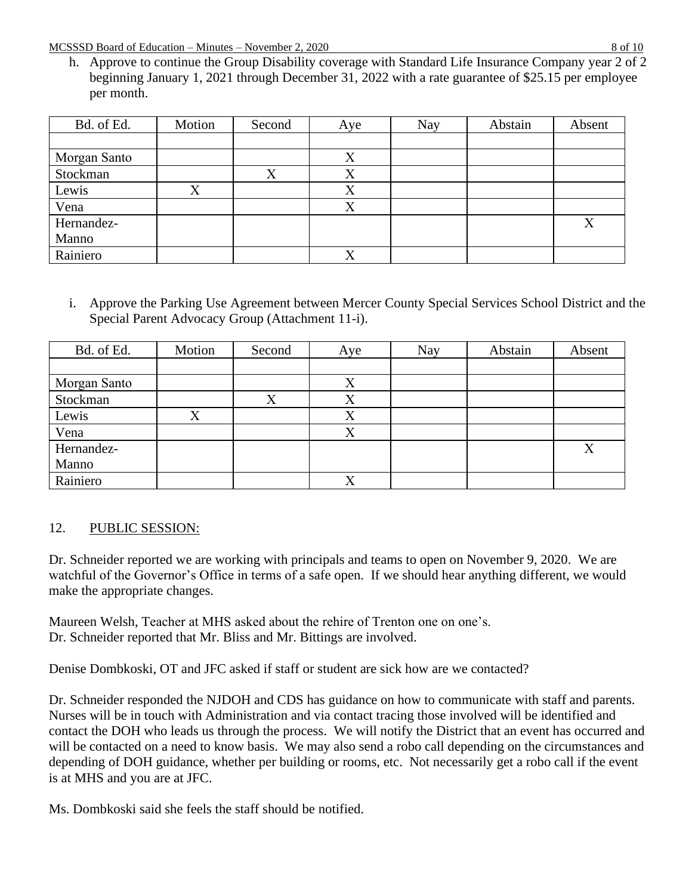h. Approve to continue the Group Disability coverage with Standard Life Insurance Company year 2 of 2 beginning January 1, 2021 through December 31, 2022 with a rate guarantee of $25.15 per employee per month.

| Bd. of Ed. | Motion | Second | Aye | Nay | Abstain | Absent |
|---|---|---|---|---|---|---|
| | | | | | | |
| Morgan Santo | | | X | | | |
| Stockman | | X | X | | | |
| Lewis | X | | X | | | |
| Vena | | | X | | | |
| Hernandez-Manno | | | | | | X |
| Rainiero | | | X | | | |

i. Approve the Parking Use Agreement between Mercer County Special Services School District and the Special Parent Advocacy Group (Attachment 11-i).

| Bd. of Ed. | Motion | Second | Aye | Nay | Abstain | Absent |
|---|---|---|---|---|---|---|
| | | | | | | |
| Morgan Santo | | | X | | | |
| Stockman | | X | X | | | |
| Lewis | X | | X | | | |
| Vena | | | X | | | |
| Hernandez-Manno | | | | | | X |
| Rainiero | | | X | | | |

12. PUBLIC SESSION:

Dr. Schneider reported we are working with principals and teams to open on November 9, 2020. We are watchful of the Governor's Office in terms of a safe open. If we should hear anything different, we would make the appropriate changes.

Maureen Welsh, Teacher at MHS asked about the rehire of Trenton one on one's.
Dr. Schneider reported that Mr. Bliss and Mr. Bittings are involved.

Denise Dombkoski, OT and JFC asked if staff or student are sick how are we contacted?

Dr. Schneider responded the NJDOH and CDS has guidance on how to communicate with staff and parents. Nurses will be in touch with Administration and via contact tracing those involved will be identified and contact the DOH who leads us through the process. We will notify the District that an event has occurred and will be contacted on a need to know basis. We may also send a robo call depending on the circumstances and depending of DOH guidance, whether per building or rooms, etc. Not necessarily get a robo call if the event is at MHS and you are at JFC.

Ms. Dombkoski said she feels the staff should be notified.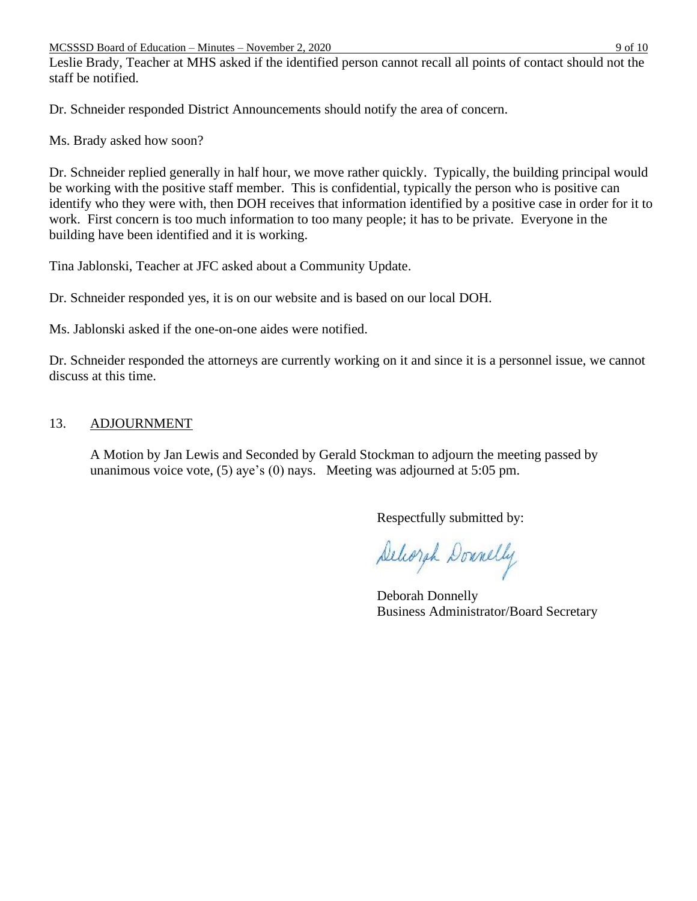Leslie Brady, Teacher at MHS asked if the identified person cannot recall all points of contact should not the staff be notified.

Dr. Schneider responded District Announcements should notify the area of concern.

Ms. Brady asked how soon?

Dr. Schneider replied generally in half hour, we move rather quickly. Typically, the building principal would be working with the positive staff member. This is confidential, typically the person who is positive can identify who they were with, then DOH receives that information identified by a positive case in order for it to work. First concern is too much information to too many people; it has to be private. Everyone in the building have been identified and it is working.

Tina Jablonski, Teacher at JFC asked about a Community Update.

Dr. Schneider responded yes, it is on our website and is based on our local DOH.

Ms. Jablonski asked if the one-on-one aides were notified.

Dr. Schneider responded the attorneys are currently working on it and since it is a personnel issue, we cannot discuss at this time.

## 13. ADJOURNMENT

A Motion by Jan Lewis and Seconded by Gerald Stockman to adjourn the meeting passed by unanimous voice vote, (5) aye's (0) nays. Meeting was adjourned at 5:05 pm.

Respectfully submitted by:

Deborah Donnelly

Deborah Donnelly
Business Administrator/Board Secretary